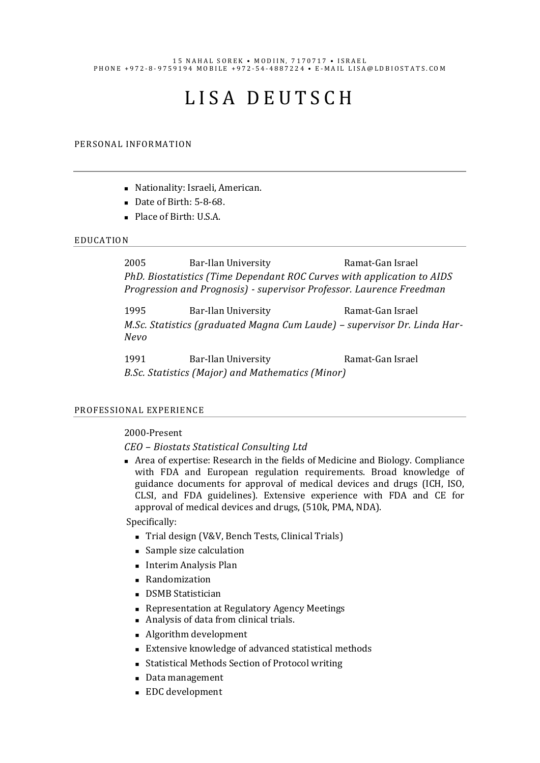15 NAHAL SOREK • MODIIN, 7170717 • ISRAEL
PHONE +972-8-9759194 MOBILE +972-54-4887224 • E-MAIL LISA@LDBIOSTATS.COM

# LISA DEUTSCH

## PERSONAL INFORMATION

- Nationality: Israeli, American.
- Date of Birth: 5-8-68.
- Place of Birth: U.S.A.

## EDUCATION

2005 Bar-Ilan University Ramat-Gan Israel
*PhD. Biostatistics (Time Dependant ROC Curves with application to AIDS Progression and Prognosis) - supervisor Professor. Laurence Freedman*

1995 Bar-Ilan University Ramat-Gan Israel
*M.Sc. Statistics (graduated Magna Cum Laude) – supervisor Dr. Linda Har-Nevo*

1991 Bar-Ilan University Ramat-Gan Israel
*B.Sc. Statistics (Major) and Mathematics (Minor)*

## PROFESSIONAL EXPERIENCE

2000-Present

*CEO – Biostats Statistical Consulting Ltd*

- Area of expertise: Research in the fields of Medicine and Biology. Compliance with FDA and European regulation requirements. Broad knowledge of guidance documents for approval of medical devices and drugs (ICH, ISO, CLSI, and FDA guidelines). Extensive experience with FDA and CE for approval of medical devices and drugs, (510k, PMA, NDA).

Specifically:

- Trial design (V&V, Bench Tests, Clinical Trials)
- Sample size calculation
- Interim Analysis Plan
- Randomization
- DSMB Statistician
- Representation at Regulatory Agency Meetings
- Analysis of data from clinical trials.
- Algorithm development
- Extensive knowledge of advanced statistical methods
- Statistical Methods Section of Protocol writing
- Data management
- EDC development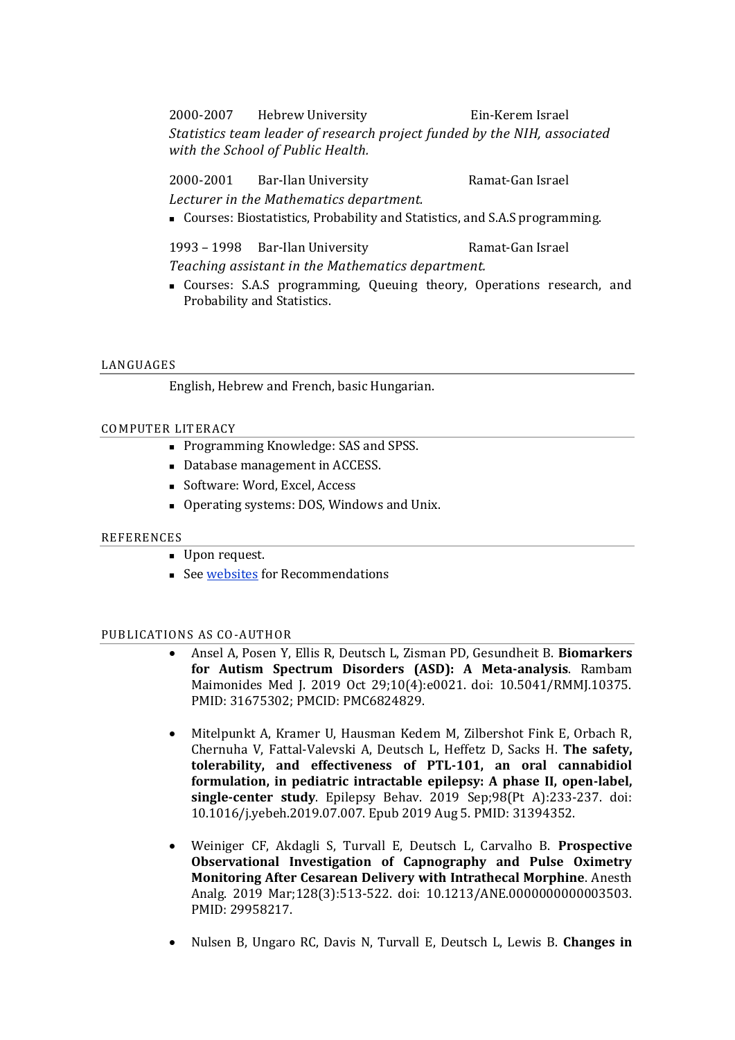2000-2007 Hebrew University Ein-Kerem Israel

*Statistics team leader of research project funded by the NIH, associated with the School of Public Health.*

2000-2001 Bar-Ilan University Ramat-Gan Israel

*Lecturer in the Mathematics department.*

- Courses: Biostatistics, Probability and Statistics, and S.A.S programming.

1993 – 1998 Bar-Ilan University Ramat-Gan Israel

*Teaching assistant in the Mathematics department.*

- Courses: S.A.S programming, Queuing theory, Operations research, and Probability and Statistics.

## LANGUAGES

English, Hebrew and French, basic Hungarian.

## COMPUTER LITERACY

- Programming Knowledge: SAS and SPSS.
- Database management in ACCESS.
- Software: Word, Excel, Access
- Operating systems: DOS, Windows and Unix.

## REFERENCES

- Upon request.
- See websites for Recommendations

## PUBLICATIONS AS CO-AUTHOR

- Ansel A, Posen Y, Ellis R, Deutsch L, Zisman PD, Gesundheit B. **Biomarkers for Autism Spectrum Disorders (ASD): A Meta-analysis**. Rambam Maimonides Med J. 2019 Oct 29;10(4):e0021. doi: 10.5041/RMMJ.10375. PMID: 31675302; PMCID: PMC6824829.

- Mitelpunkt A, Kramer U, Hausman Kedem M, Zilbershot Fink E, Orbach R, Chernuha V, Fattal-Valevski A, Deutsch L, Heffetz D, Sacks H. **The safety, tolerability, and effectiveness of PTL-101, an oral cannabidiol formulation, in pediatric intractable epilepsy: A phase II, open-label, single-center study**. Epilepsy Behav. 2019 Sep;98(Pt A):233-237. doi: 10.1016/j.yebeh.2019.07.007. Epub 2019 Aug 5. PMID: 31394352.

- Weiniger CF, Akdagli S, Turvall E, Deutsch L, Carvalho B. **Prospective Observational Investigation of Capnography and Pulse Oximetry Monitoring After Cesarean Delivery with Intrathecal Morphine**. Anesth Analg. 2019 Mar;128(3):513-522. doi: 10.1213/ANE.0000000000003503. PMID: 29958217.

- Nulsen B, Ungaro RC, Davis N, Turvall E, Deutsch L, Lewis B. **Changes in**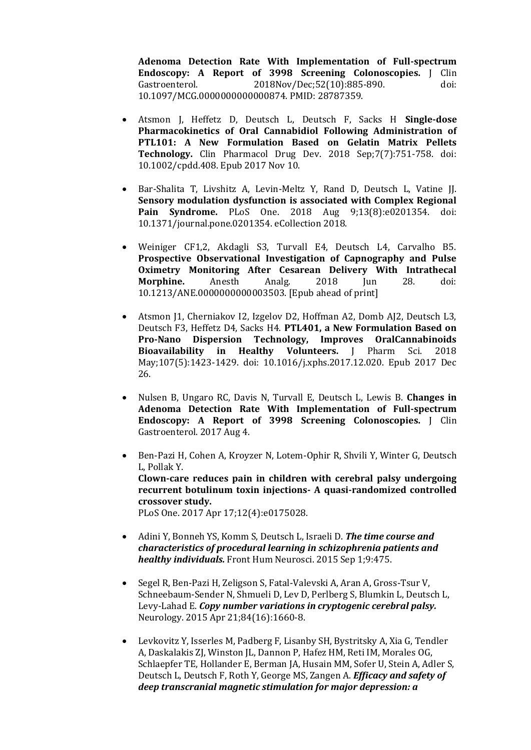**Adenoma Detection Rate With Implementation of Full-spectrum Endoscopy: A Report of 3998 Screening Colonoscopies.** J Clin Gastroenterol. 2018Nov/Dec;52(10):885-890. doi: 10.1097/MCG.0000000000000874. PMID: 28787359.

- Atsmon J, Heffetz D, Deutsch L, Deutsch F, Sacks H **Single-dose Pharmacokinetics of Oral Cannabidiol Following Administration of PTL101: A New Formulation Based on Gelatin Matrix Pellets Technology.** Clin Pharmacol Drug Dev. 2018 Sep;7(7):751-758. doi: 10.1002/cpdd.408. Epub 2017 Nov 10.

- Bar-Shalita T, Livshitz A, Levin-Meltz Y, Rand D, Deutsch L, Vatine JJ. **Sensory modulation dysfunction is associated with Complex Regional Pain Syndrome.** PLoS One. 2018 Aug 9;13(8):e0201354. doi: 10.1371/journal.pone.0201354. eCollection 2018.

- Weiniger CF1,2, Akdagli S3, Turvall E4, Deutsch L4, Carvalho B5. **Prospective Observational Investigation of Capnography and Pulse Oximetry Monitoring After Cesarean Delivery With Intrathecal Morphine.** Anesth Analg. 2018 Jun 28. doi: 10.1213/ANE.0000000000003503. [Epub ahead of print]

- Atsmon J1, Cherniakov I2, Izgelov D2, Hoffman A2, Domb AJ2, Deutsch L3, Deutsch F3, Heffetz D4, Sacks H4. **PTL401, a New Formulation Based on Pro-Nano Dispersion Technology, Improves OralCannabinoids Bioavailability in Healthy Volunteers.** J Pharm Sci. 2018 May;107(5):1423-1429. doi: 10.1016/j.xphs.2017.12.020. Epub 2017 Dec 26.

- Nulsen B, Ungaro RC, Davis N, Turvall E, Deutsch L, Lewis B. **Changes in Adenoma Detection Rate With Implementation of Full-spectrum Endoscopy: A Report of 3998 Screening Colonoscopies.** J Clin Gastroenterol. 2017 Aug 4.

- Ben-Pazi H, Cohen A, Kroyzer N, Lotem-Ophir R, Shvili Y, Winter G, Deutsch L, Pollak Y.
  **Clown-care reduces pain in children with cerebral palsy undergoing recurrent botulinum toxin injections- A quasi-randomized controlled crossover study.**
  PLoS One. 2017 Apr 17;12(4):e0175028.

- Adini Y, Bonneh YS, Komm S, Deutsch L, Israeli D. ***The time course and characteristics of procedural learning in schizophrenia patients and healthy individuals.*** Front Hum Neurosci. 2015 Sep 1;9:475.

- Segel R, Ben-Pazi H, Zeligson S, Fatal-Valevski A, Aran A, Gross-Tsur V, Schneebaum-Sender N, Shmueli D, Lev D, Perlberg S, Blumkin L, Deutsch L, Levy-Lahad E. ***Copy number variations in cryptogenic cerebral palsy.*** Neurology. 2015 Apr 21;84(16):1660-8.

- Levkovitz Y, Isserles M, Padberg F, Lisanby SH, Bystritsky A, Xia G, Tendler A, Daskalakis ZJ, Winston JL, Dannon P, Hafez HM, Reti IM, Morales OG, Schlaepfer TE, Hollander E, Berman JA, Husain MM, Sofer U, Stein A, Adler S, Deutsch L, Deutsch F, Roth Y, George MS, Zangen A. ***Efficacy and safety of deep transcranial magnetic stimulation for major depression: a***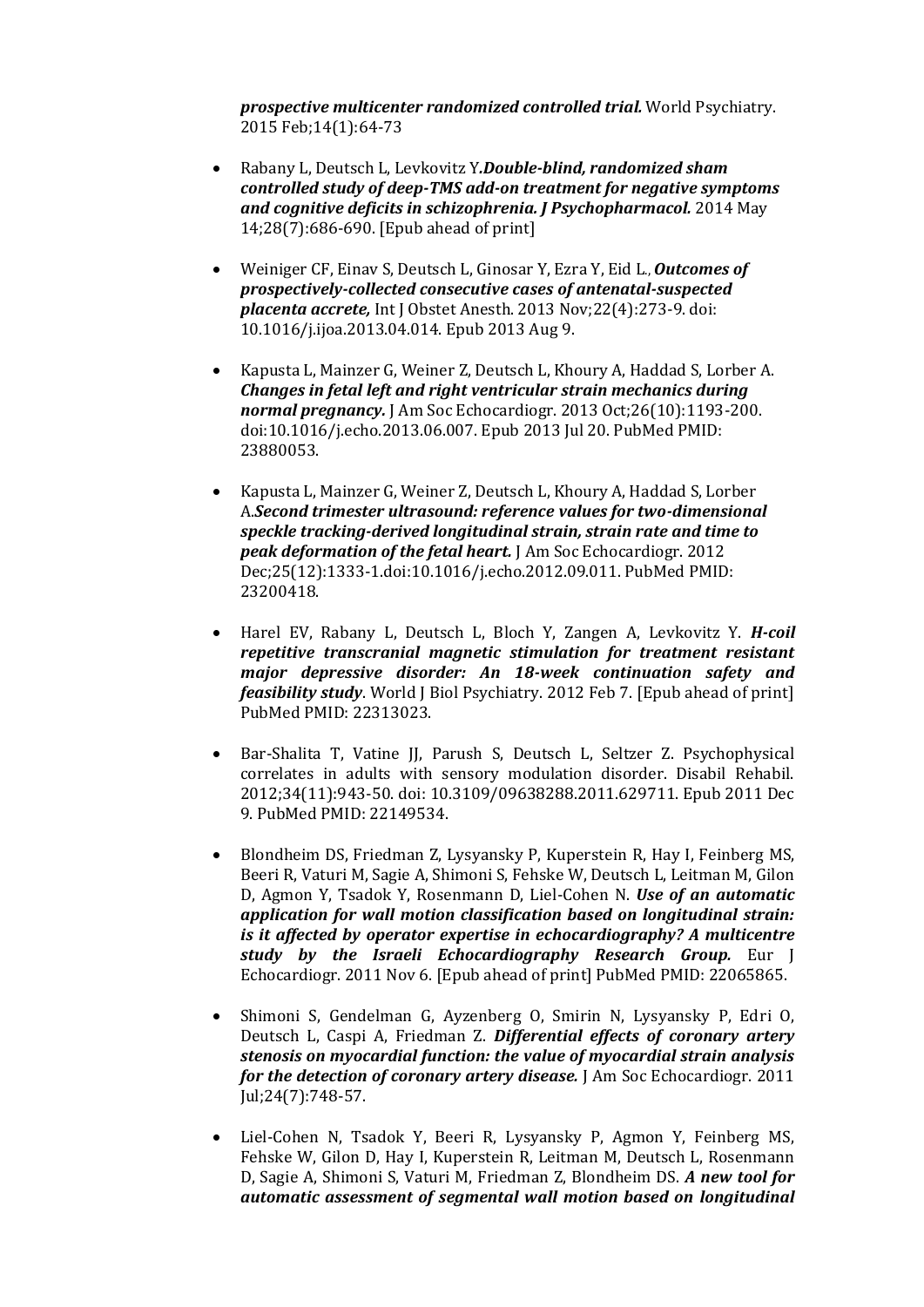***prospective multicenter randomized controlled trial.*** World Psychiatry. 2015 Feb;14(1):64-73

- Rabany L, Deutsch L, Levkovitz Y.***Double-blind, randomized sham controlled study of deep-TMS add-on treatment for negative symptoms and cognitive deficits in schizophrenia. J Psychopharmacol.*** 2014 May 14;28(7):686-690. [Epub ahead of print]

- Weiniger CF, Einav S, Deutsch L, Ginosar Y, Ezra Y, Eid L., ***Outcomes of prospectively-collected consecutive cases of antenatal-suspected placenta accrete,*** Int J Obstet Anesth. 2013 Nov;22(4):273-9. doi: 10.1016/j.ijoa.2013.04.014. Epub 2013 Aug 9.

- Kapusta L, Mainzer G, Weiner Z, Deutsch L, Khoury A, Haddad S, Lorber A. ***Changes in fetal left and right ventricular strain mechanics during normal pregnancy.*** J Am Soc Echocardiogr. 2013 Oct;26(10):1193-200. doi:10.1016/j.echo.2013.06.007. Epub 2013 Jul 20. PubMed PMID: 23880053.

- Kapusta L, Mainzer G, Weiner Z, Deutsch L, Khoury A, Haddad S, Lorber A.***Second trimester ultrasound: reference values for two-dimensional speckle tracking-derived longitudinal strain, strain rate and time to peak deformation of the fetal heart.*** J Am Soc Echocardiogr. 2012 Dec;25(12):1333-1.doi:10.1016/j.echo.2012.09.011. PubMed PMID: 23200418.

- Harel EV, Rabany L, Deutsch L, Bloch Y, Zangen A, Levkovitz Y. ***H-coil repetitive transcranial magnetic stimulation for treatment resistant major depressive disorder: An 18-week continuation safety and feasibility study***. World J Biol Psychiatry. 2012 Feb 7. [Epub ahead of print] PubMed PMID: 22313023.

- Bar-Shalita T, Vatine JJ, Parush S, Deutsch L, Seltzer Z. Psychophysical correlates in adults with sensory modulation disorder. Disabil Rehabil. 2012;34(11):943-50. doi: 10.3109/09638288.2011.629711. Epub 2011 Dec 9. PubMed PMID: 22149534.

- Blondheim DS, Friedman Z, Lysyansky P, Kuperstein R, Hay I, Feinberg MS, Beeri R, Vaturi M, Sagie A, Shimoni S, Fehske W, Deutsch L, Leitman M, Gilon D, Agmon Y, Tsadok Y, Rosenmann D, Liel-Cohen N. ***Use of an automatic application for wall motion classification based on longitudinal strain: is it affected by operator expertise in echocardiography? A multicentre study by the Israeli Echocardiography Research Group.*** Eur J Echocardiogr. 2011 Nov 6. [Epub ahead of print] PubMed PMID: 22065865.

- Shimoni S, Gendelman G, Ayzenberg O, Smirin N, Lysyansky P, Edri O, Deutsch L, Caspi A, Friedman Z. ***Differential effects of coronary artery stenosis on myocardial function: the value of myocardial strain analysis for the detection of coronary artery disease.*** J Am Soc Echocardiogr. 2011 Jul;24(7):748-57.

- Liel-Cohen N, Tsadok Y, Beeri R, Lysyansky P, Agmon Y, Feinberg MS, Fehske W, Gilon D, Hay I, Kuperstein R, Leitman M, Deutsch L, Rosenmann D, Sagie A, Shimoni S, Vaturi M, Friedman Z, Blondheim DS. ***A new tool for automatic assessment of segmental wall motion based on longitudinal***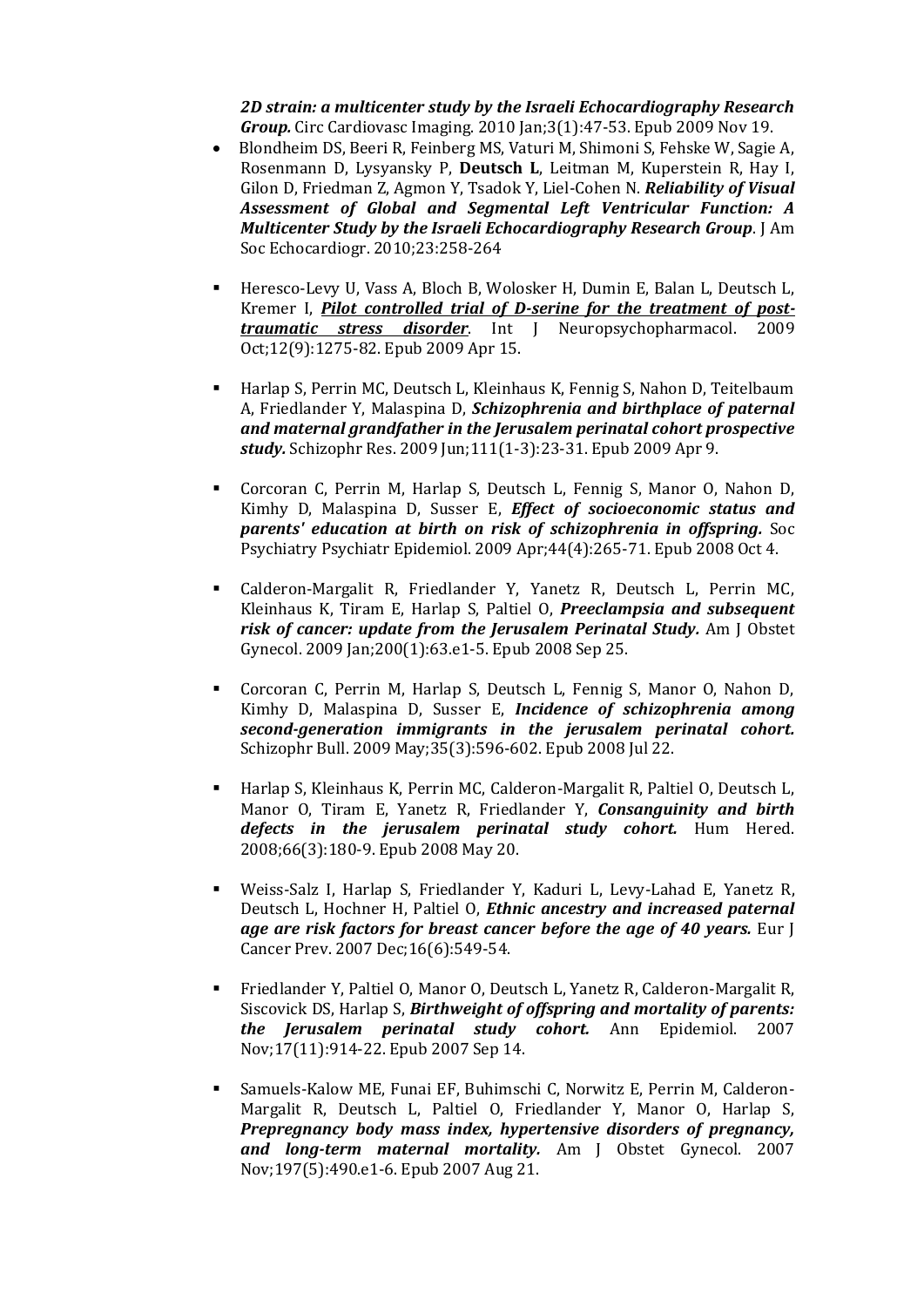***2D strain: a multicenter study by the Israeli Echocardiography Research Group.*** Circ Cardiovasc Imaging. 2010 Jan;3(1):47-53. Epub 2009 Nov 19.

- Blondheim DS, Beeri R, Feinberg MS, Vaturi M, Shimoni S, Fehske W, Sagie A, Rosenmann D, Lysyansky P, **Deutsch L**, Leitman M, Kuperstein R, Hay I, Gilon D, Friedman Z, Agmon Y, Tsadok Y, Liel-Cohen N. ***Reliability of Visual Assessment of Global and Segmental Left Ventricular Function: A Multicenter Study by the Israeli Echocardiography Research Group***. J Am Soc Echocardiogr. 2010;23:258-264

- Heresco-Levy U, Vass A, Bloch B, Wolosker H, Dumin E, Balan L, Deutsch L, Kremer I, ***Pilot controlled trial of D-serine for the treatment of post-traumatic stress disorder***. Int J Neuropsychopharmacol. 2009 Oct;12(9):1275-82. Epub 2009 Apr 15.

- Harlap S, Perrin MC, Deutsch L, Kleinhaus K, Fennig S, Nahon D, Teitelbaum A, Friedlander Y, Malaspina D, ***Schizophrenia and birthplace of paternal and maternal grandfather in the Jerusalem perinatal cohort prospective study.*** Schizophr Res. 2009 Jun;111(1-3):23-31. Epub 2009 Apr 9.

- Corcoran C, Perrin M, Harlap S, Deutsch L, Fennig S, Manor O, Nahon D, Kimhy D, Malaspina D, Susser E, ***Effect of socioeconomic status and parents' education at birth on risk of schizophrenia in offspring.*** Soc Psychiatry Psychiatr Epidemiol. 2009 Apr;44(4):265-71. Epub 2008 Oct 4.

- Calderon-Margalit R, Friedlander Y, Yanetz R, Deutsch L, Perrin MC, Kleinhaus K, Tiram E, Harlap S, Paltiel O, ***Preeclampsia and subsequent risk of cancer: update from the Jerusalem Perinatal Study.*** Am J Obstet Gynecol. 2009 Jan;200(1):63.e1-5. Epub 2008 Sep 25.

- Corcoran C, Perrin M, Harlap S, Deutsch L, Fennig S, Manor O, Nahon D, Kimhy D, Malaspina D, Susser E, ***Incidence of schizophrenia among second-generation immigrants in the jerusalem perinatal cohort.*** Schizophr Bull. 2009 May;35(3):596-602. Epub 2008 Jul 22.

- Harlap S, Kleinhaus K, Perrin MC, Calderon-Margalit R, Paltiel O, Deutsch L, Manor O, Tiram E, Yanetz R, Friedlander Y, ***Consanguinity and birth defects in the jerusalem perinatal study cohort.*** Hum Hered. 2008;66(3):180-9. Epub 2008 May 20.

- Weiss-Salz I, Harlap S, Friedlander Y, Kaduri L, Levy-Lahad E, Yanetz R, Deutsch L, Hochner H, Paltiel O, ***Ethnic ancestry and increased paternal age are risk factors for breast cancer before the age of 40 years.*** Eur J Cancer Prev. 2007 Dec;16(6):549-54.

- Friedlander Y, Paltiel O, Manor O, Deutsch L, Yanetz R, Calderon-Margalit R, Siscovick DS, Harlap S, ***Birthweight of offspring and mortality of parents: the Jerusalem perinatal study cohort.*** Ann Epidemiol. 2007 Nov;17(11):914-22. Epub 2007 Sep 14.

- Samuels-Kalow ME, Funai EF, Buhimschi C, Norwitz E, Perrin M, Calderon-Margalit R, Deutsch L, Paltiel O, Friedlander Y, Manor O, Harlap S, ***Prepregnancy body mass index, hypertensive disorders of pregnancy, and long-term maternal mortality.*** Am J Obstet Gynecol. 2007 Nov;197(5):490.e1-6. Epub 2007 Aug 21.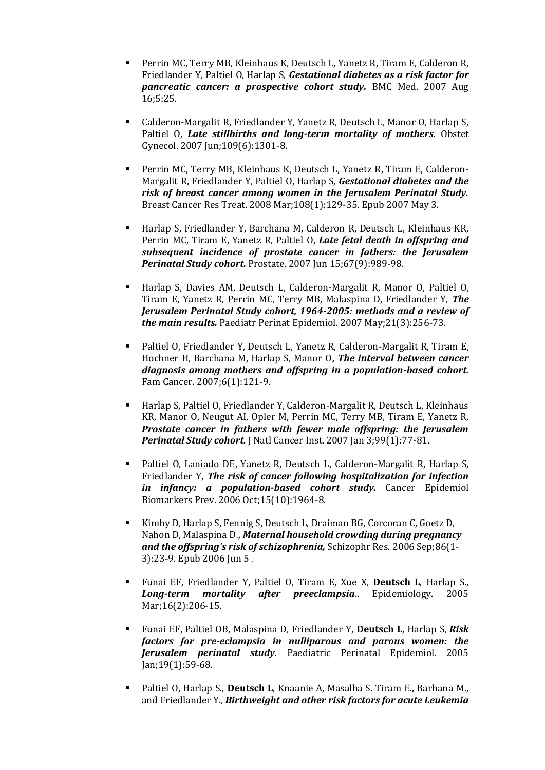- Perrin MC, Terry MB, Kleinhaus K, Deutsch L, Yanetz R, Tiram E, Calderon R, Friedlander Y, Paltiel O, Harlap S, ***Gestational diabetes as a risk factor for pancreatic cancer: a prospective cohort study.*** BMC Med. 2007 Aug 16;5:25.

- Calderon-Margalit R, Friedlander Y, Yanetz R, Deutsch L, Manor O, Harlap S, Paltiel O, ***Late stillbirths and long-term mortality of mothers.*** Obstet Gynecol. 2007 Jun;109(6):1301-8.

- Perrin MC, Terry MB, Kleinhaus K, Deutsch L, Yanetz R, Tiram E, Calderon-Margalit R, Friedlander Y, Paltiel O, Harlap S, ***Gestational diabetes and the risk of breast cancer among women in the Jerusalem Perinatal Study.*** Breast Cancer Res Treat. 2008 Mar;108(1):129-35. Epub 2007 May 3.

- Harlap S, Friedlander Y, Barchana M, Calderon R, Deutsch L, Kleinhaus KR, Perrin MC, Tiram E, Yanetz R, Paltiel O, ***Late fetal death in offspring and subsequent incidence of prostate cancer in fathers: the Jerusalem Perinatal Study cohort.*** Prostate. 2007 Jun 15;67(9):989-98.

- Harlap S, Davies AM, Deutsch L, Calderon-Margalit R, Manor O, Paltiel O, Tiram E, Yanetz R, Perrin MC, Terry MB, Malaspina D, Friedlander Y, ***The Jerusalem Perinatal Study cohort, 1964-2005: methods and a review of the main results.*** Paediatr Perinat Epidemiol. 2007 May;21(3):256-73.

- Paltiel O, Friedlander Y, Deutsch L, Yanetz R, Calderon-Margalit R, Tiram E, Hochner H, Barchana M, Harlap S, Manor O***, The interval between cancer diagnosis among mothers and offspring in a population-based cohort.*** Fam Cancer. 2007;6(1):121-9.

- Harlap S, Paltiel O, Friedlander Y, Calderon-Margalit R, Deutsch L, Kleinhaus KR, Manor O, Neugut AI, Opler M, Perrin MC, Terry MB, Tiram E, Yanetz R, ***Prostate cancer in fathers with fewer male offspring: the Jerusalem Perinatal Study cohort.*** J Natl Cancer Inst. 2007 Jan 3;99(1):77-81.

- Paltiel O, Laniado DE, Yanetz R, Deutsch L, Calderon-Margalit R, Harlap S, Friedlander Y, ***The risk of cancer following hospitalization for infection in infancy: a population-based cohort study.*** Cancer Epidemiol Biomarkers Prev. 2006 Oct;15(10):1964-8.

- Kimhy D, Harlap S, Fennig S, Deutsch L, Draiman BG, Corcoran C, Goetz D, Nahon D, Malaspina D., ***Maternal household crowding during pregnancy and the offspring's risk of schizophrenia,*** Schizophr Res. 2006 Sep;86(1-3):23-9. Epub 2006 Jun 5 .

- Funai EF, Friedlander Y, Paltiel O, Tiram E, Xue X, **Deutsch L**, Harlap S., ***Long-term mortality after preeclampsia***.. Epidemiology. 2005 Mar;16(2):206-15.

- Funai EF, Paltiel OB, Malaspina D, Friedlander Y, **Deutsch L**, Harlap S, ***Risk factors for pre-eclampsia in nulliparous and parous women: the Jerusalem perinatal study***. Paediatric Perinatal Epidemiol. 2005 Jan;19(1):59-68.

- Paltiel O, Harlap S., **Deutsch L**, Knaanie A, Masalha S. Tiram E., Barhana M., and Friedlander Y., ***Birthweight and other risk factors for acute Leukemia***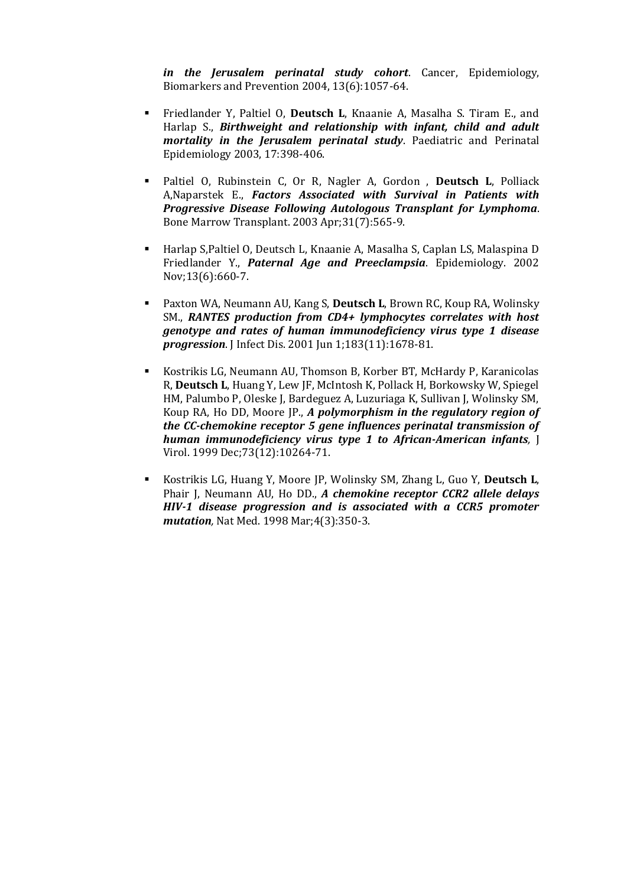***in the Jerusalem perinatal study cohort***. Cancer, Epidemiology, Biomarkers and Prevention 2004, 13(6):1057-64.

- Friedlander Y, Paltiel O, **Deutsch L**, Knaanie A, Masalha S. Tiram E., and Harlap S., ***Birthweight and relationship with infant, child and adult mortality in the Jerusalem perinatal study***. Paediatric and Perinatal Epidemiology 2003, 17:398-406.

- Paltiel O, Rubinstein C, Or R, Nagler A, Gordon , **Deutsch L**, Polliack A,Naparstek E., ***Factors Associated with Survival in Patients with Progressive Disease Following Autologous Transplant for Lymphoma***. Bone Marrow Transplant. 2003 Apr;31(7):565-9.

- Harlap S,Paltiel O, Deutsch L, Knaanie A, Masalha S, Caplan LS, Malaspina D Friedlander Y., ***Paternal Age and Preeclampsia***. Epidemiology. 2002 Nov;13(6):660-7.

- Paxton WA, Neumann AU, Kang S, **Deutsch L**, Brown RC, Koup RA, Wolinsky SM., ***RANTES production from CD4+ lymphocytes correlates with host genotype and rates of human immunodeficiency virus type 1 disease progression***. J Infect Dis. 2001 Jun 1;183(11):1678-81.

- Kostrikis LG, Neumann AU, Thomson B, Korber BT, McHardy P, Karanicolas R, **Deutsch L**, Huang Y, Lew JF, McIntosh K, Pollack H, Borkowsky W, Spiegel HM, Palumbo P, Oleske J, Bardeguez A, Luzuriaga K, Sullivan J, Wolinsky SM, Koup RA, Ho DD, Moore JP., ***A polymorphism in the regulatory region of the CC-chemokine receptor 5 gene influences perinatal transmission of human immunodeficiency virus type 1 to African-American infants,*** J Virol. 1999 Dec;73(12):10264-71.

- Kostrikis LG, Huang Y, Moore JP, Wolinsky SM, Zhang L, Guo Y, **Deutsch L**, Phair J, Neumann AU, Ho DD., ***A chemokine receptor CCR2 allele delays HIV-1 disease progression and is associated with a CCR5 promoter mutation,*** Nat Med. 1998 Mar;4(3):350-3.